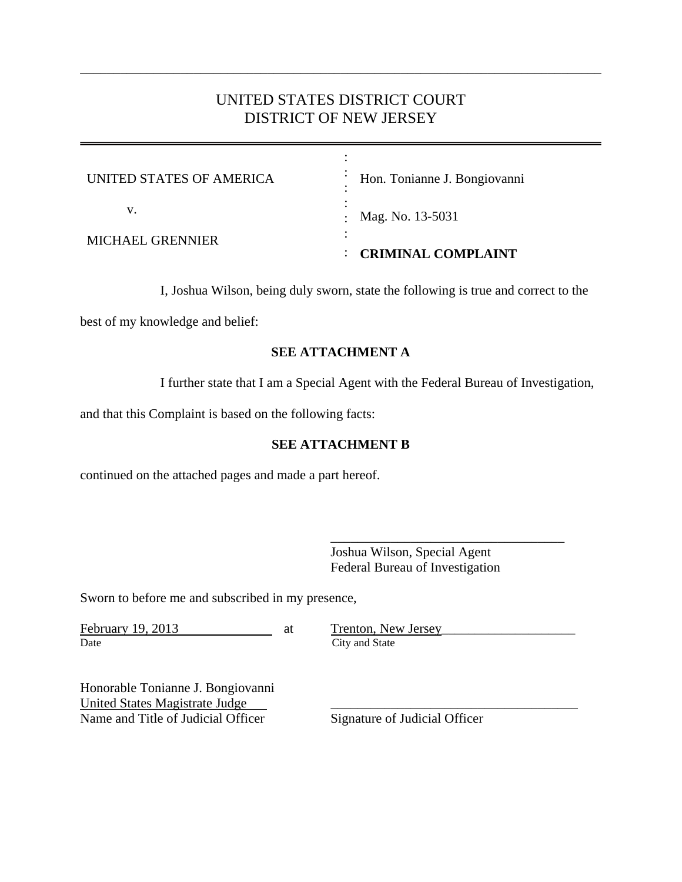# UNITED STATES DISTRICT COURT
# DISTRICT OF NEW JERSEY

| | |
|---|---|
| UNITED STATES OF AMERICA | Hon. Tonianne J. Bongiovanni |
| v. | Mag. No. 13-5031 |
| MICHAEL GRENNIER | **CRIMINAL COMPLAINT** |

I, Joshua Wilson, being duly sworn, state the following is true and correct to the best of my knowledge and belief:

**SEE ATTACHMENT A**

I further state that I am a Special Agent with the Federal Bureau of Investigation, and that this Complaint is based on the following facts:

**SEE ATTACHMENT B**

continued on the attached pages and made a part hereof.

\_\_\_\_\_\_\_\_\_\_\_\_\_\_\_\_\_\_\_\_\_\_\_\_\_\_\_\_\_\_\_\_\_\_\_
Joshua Wilson, Special Agent
Federal Bureau of Investigation

Sworn to before me and subscribed in my presence,

February 19, 2013 at Trenton, New Jersey
Date City and State

Honorable Tonianne J. Bongiovanni
United States Magistrate Judge
Name and Title of Judicial Officer

\_\_\_\_\_\_\_\_\_\_\_\_\_\_\_\_\_\_\_\_\_\_\_\_\_\_\_\_\_\_\_\_\_\_\_
Signature of Judicial Officer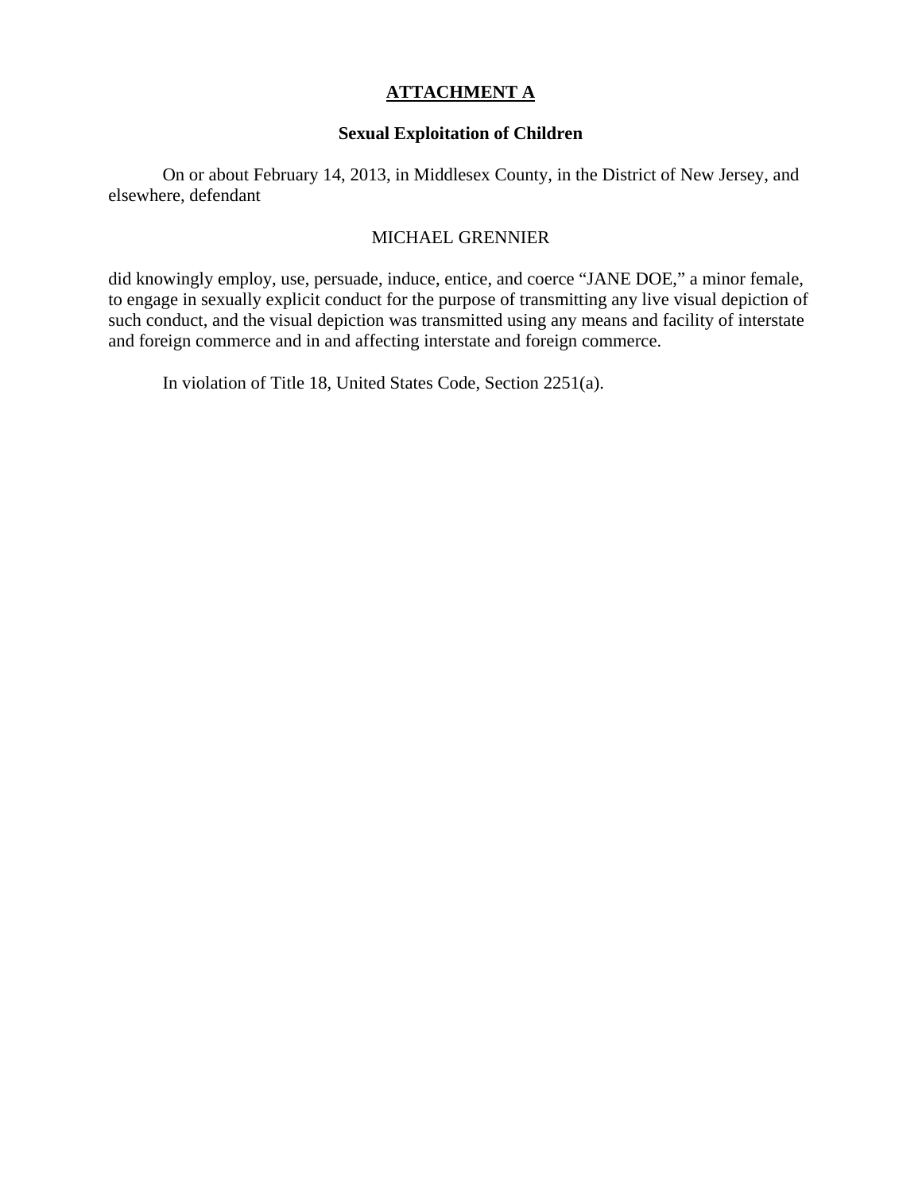# ATTACHMENT A

## Sexual Exploitation of Children

On or about February 14, 2013, in Middlesex County, in the District of New Jersey, and elsewhere, defendant

MICHAEL GRENNIER

did knowingly employ, use, persuade, induce, entice, and coerce "JANE DOE," a minor female, to engage in sexually explicit conduct for the purpose of transmitting any live visual depiction of such conduct, and the visual depiction was transmitted using any means and facility of interstate and foreign commerce and in and affecting interstate and foreign commerce.

In violation of Title 18, United States Code, Section 2251(a).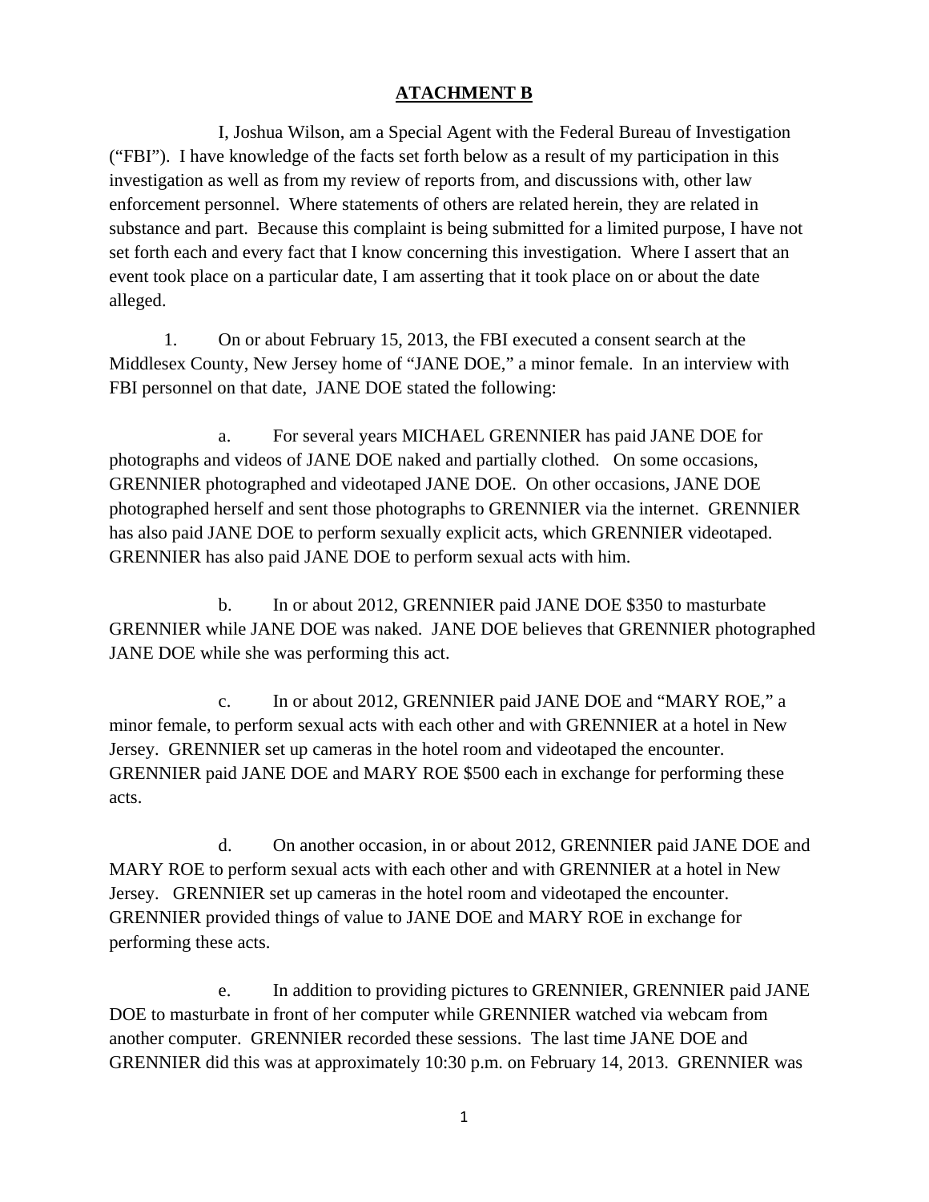## ATACHMENT B

I, Joshua Wilson, am a Special Agent with the Federal Bureau of Investigation ("FBI"). I have knowledge of the facts set forth below as a result of my participation in this investigation as well as from my review of reports from, and discussions with, other law enforcement personnel. Where statements of others are related herein, they are related in substance and part. Because this complaint is being submitted for a limited purpose, I have not set forth each and every fact that I know concerning this investigation. Where I assert that an event took place on a particular date, I am asserting that it took place on or about the date alleged.

1. On or about February 15, 2013, the FBI executed a consent search at the Middlesex County, New Jersey home of "JANE DOE," a minor female. In an interview with FBI personnel on that date, JANE DOE stated the following:

a. For several years MICHAEL GRENNIER has paid JANE DOE for photographs and videos of JANE DOE naked and partially clothed. On some occasions, GRENNIER photographed and videotaped JANE DOE. On other occasions, JANE DOE photographed herself and sent those photographs to GRENNIER via the internet. GRENNIER has also paid JANE DOE to perform sexually explicit acts, which GRENNIER videotaped. GRENNIER has also paid JANE DOE to perform sexual acts with him.

b. In or about 2012, GRENNIER paid JANE DOE $350 to masturbate GRENNIER while JANE DOE was naked. JANE DOE believes that GRENNIER photographed JANE DOE while she was performing this act.

c. In or about 2012, GRENNIER paid JANE DOE and "MARY ROE," a minor female, to perform sexual acts with each other and with GRENNIER at a hotel in New Jersey. GRENNIER set up cameras in the hotel room and videotaped the encounter. GRENNIER paid JANE DOE and MARY ROE $500 each in exchange for performing these acts.

d. On another occasion, in or about 2012, GRENNIER paid JANE DOE and MARY ROE to perform sexual acts with each other and with GRENNIER at a hotel in New Jersey. GRENNIER set up cameras in the hotel room and videotaped the encounter. GRENNIER provided things of value to JANE DOE and MARY ROE in exchange for performing these acts.

e. In addition to providing pictures to GRENNIER, GRENNIER paid JANE DOE to masturbate in front of her computer while GRENNIER watched via webcam from another computer. GRENNIER recorded these sessions. The last time JANE DOE and GRENNIER did this was at approximately 10:30 p.m. on February 14, 2013. GRENNIER was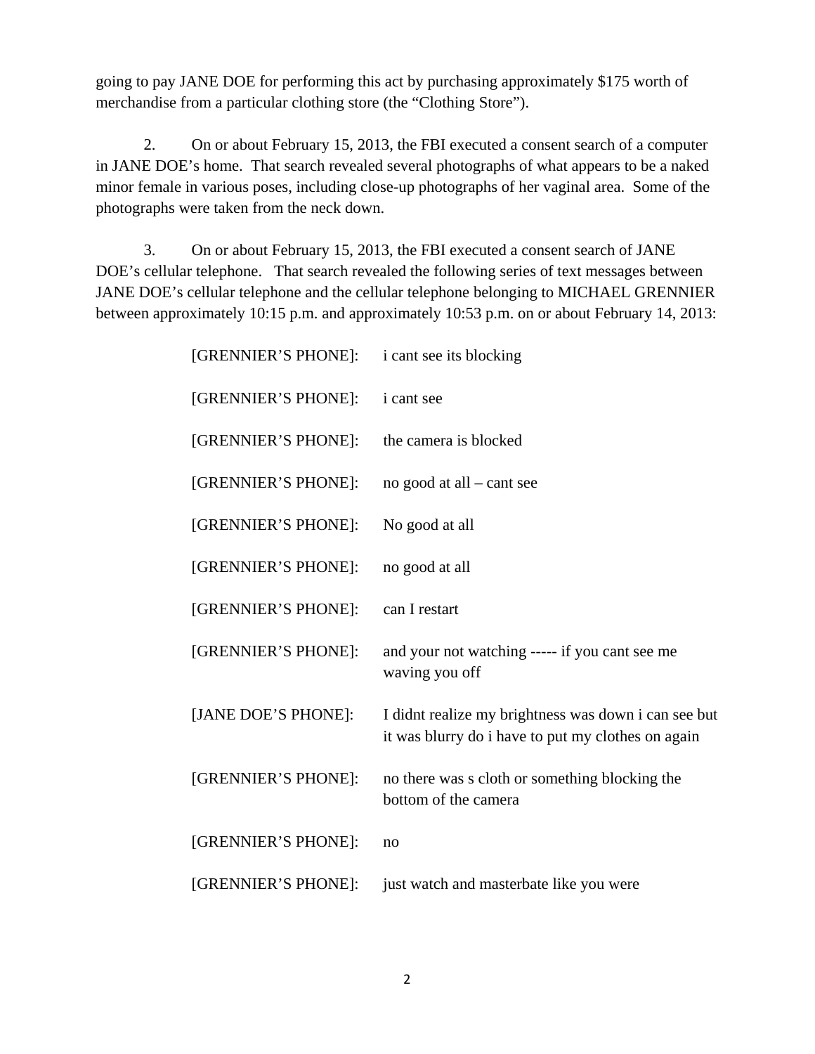going to pay JANE DOE for performing this act by purchasing approximately $175 worth of merchandise from a particular clothing store (the "Clothing Store").

2. On or about February 15, 2013, the FBI executed a consent search of a computer in JANE DOE's home. That search revealed several photographs of what appears to be a naked minor female in various poses, including close-up photographs of her vaginal area. Some of the photographs were taken from the neck down.

3. On or about February 15, 2013, the FBI executed a consent search of JANE DOE's cellular telephone. That search revealed the following series of text messages between JANE DOE's cellular telephone and the cellular telephone belonging to MICHAEL GRENNIER between approximately 10:15 p.m. and approximately 10:53 p.m. on or about February 14, 2013:

| | |
|---|---|
| [GRENNIER'S PHONE]: | i cant see its blocking |
| [GRENNIER'S PHONE]: | i cant see |
| [GRENNIER'S PHONE]: | the camera is blocked |
| [GRENNIER'S PHONE]: | no good at all – cant see |
| [GRENNIER'S PHONE]: | No good at all |
| [GRENNIER'S PHONE]: | no good at all |
| [GRENNIER'S PHONE]: | can I restart |
| [GRENNIER'S PHONE]: | and your not watching ----- if you cant see me waving you off |
| [JANE DOE'S PHONE]: | I didnt realize my brightness was down i can see but it was blurry do i have to put my clothes on again |
| [GRENNIER'S PHONE]: | no there was s cloth or something blocking the bottom of the camera |
| [GRENNIER'S PHONE]: | no |
| [GRENNIER'S PHONE]: | just watch and masterbate like you were |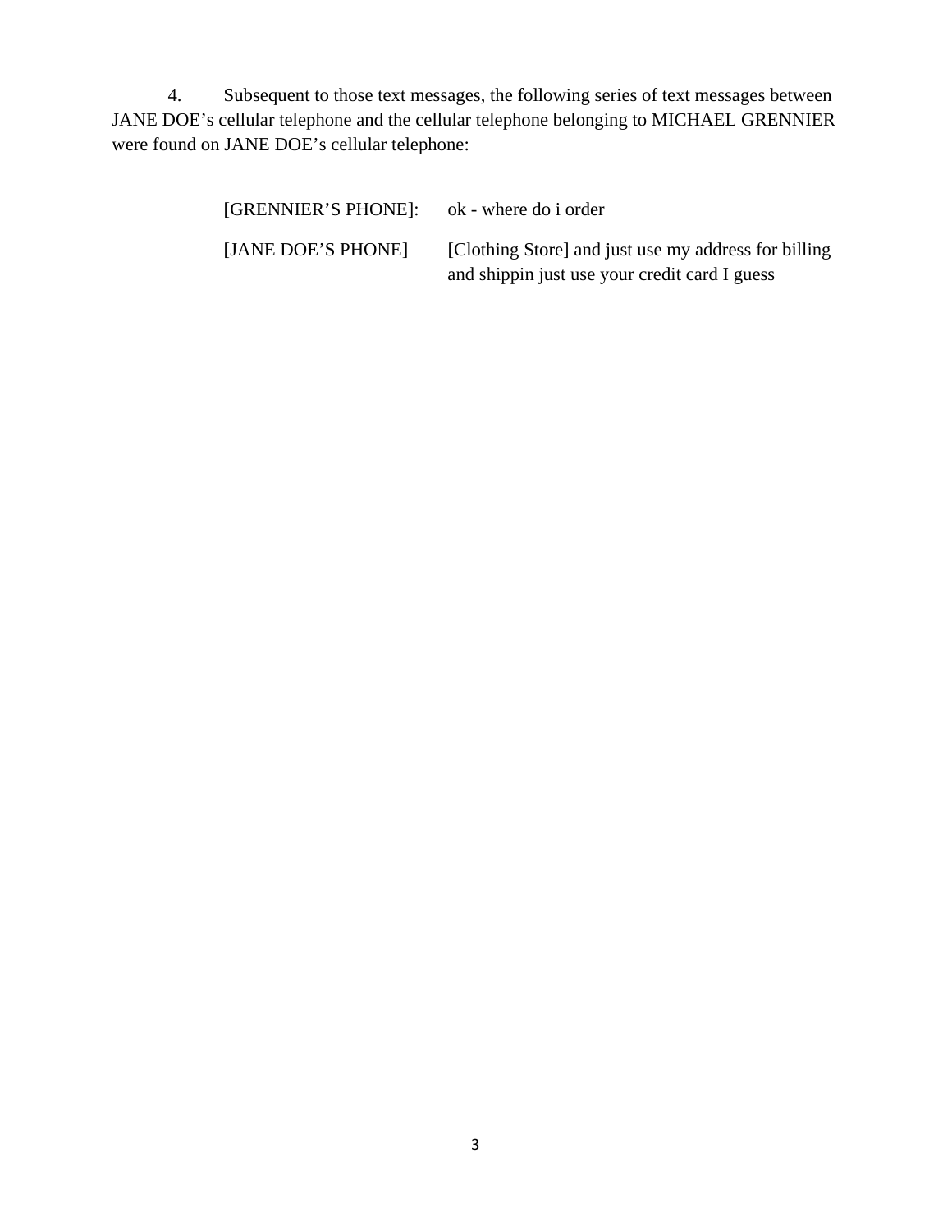4. Subsequent to those text messages, the following series of text messages between JANE DOE's cellular telephone and the cellular telephone belonging to MICHAEL GRENNIER were found on JANE DOE's cellular telephone:

| | |
|---|---|
| [GRENNIER'S PHONE]: | ok - where do i order |
| [JANE DOE'S PHONE] | [Clothing Store] and just use my address for billing and shippin just use your credit card I guess |